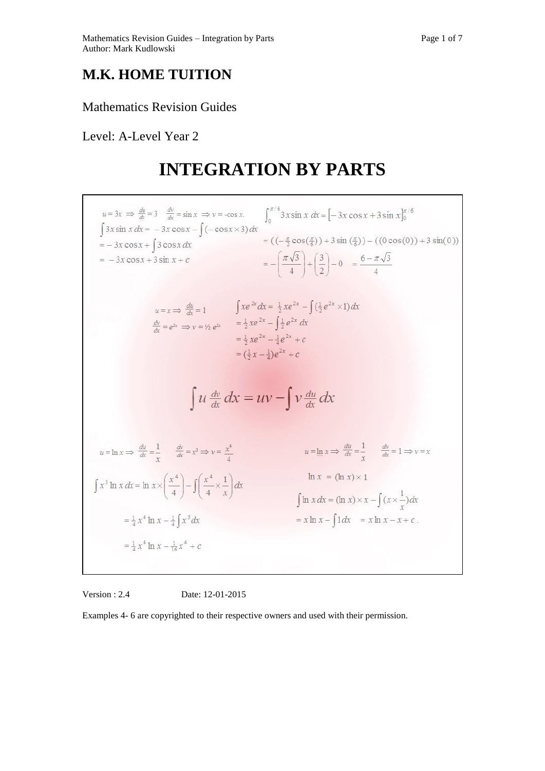# M.K. HOME TUITION

Mathematics Revision Guides

Level: A-Level Year 2

# INTEGRATION BY PARTS

$u = 3x \Rightarrow \frac{du}{dx} = 3 \quad \frac{dv}{dx} = \sin x \Rightarrow v = \text{-}\cos x.$

$$\int 3x \sin x \, dx = -3x\cos x - \int (-\cos x \times 3)\, dx$$
$$= -3x\cos x + \int 3\cos x \, dx$$
$$= -3x\cos x + 3\sin x + c$$

$$\int_0^{\pi/6} 3x \sin x \, dx = \left[-3x\cos x + 3\sin x\right]_0^{\pi/6}$$
$$= \left(\left(-\tfrac{\pi}{2}\cos\left(\tfrac{\pi}{6}\right)\right) + 3\sin\left(\tfrac{\pi}{6}\right)\right) - \left(\left(0\cos(0)\right) + 3\sin(0)\right)$$
$$= -\left(\frac{\pi\sqrt{3}}{4}\right) + \left(\frac{3}{2}\right) - 0 \quad = \frac{6 - \pi\sqrt{3}}{4}$$

$u = x \Rightarrow \frac{du}{dx} = 1$

$\frac{dv}{dx} = e^{2x} \Rightarrow v = ½\, e^{2x}$

$$\int xe^{2x} dx = \tfrac{1}{2}xe^{2x} - \int \left(\tfrac{1}{2}e^{2x} \times 1\right) dx$$
$$= \tfrac{1}{2}xe^{2x} - \int \tfrac{1}{2}e^{2x}\, dx$$
$$= \tfrac{1}{2}xe^{2x} - \tfrac{1}{4}e^{2x} + c$$
$$= \left(\tfrac{1}{2}x - \tfrac{1}{4}\right)e^{2x} + c$$

$$\int u \frac{dv}{dx}\, dx = uv - \int v \frac{du}{dx}\, dx$$

$u = \ln x \Rightarrow \frac{du}{dx} = \frac{1}{x} \quad \frac{dv}{dx} = x^3 \Rightarrow v = \frac{x^4}{4}$

$$\int x^3 \ln x \, dx = \ln x \times \left(\frac{x^4}{4}\right) - \int \left(\frac{x^4}{4} \times \frac{1}{x}\right) dx$$
$$= \tfrac{1}{4}x^4 \ln x - \tfrac{1}{4}\int x^3 dx$$
$$= \tfrac{1}{4}x^4 \ln x - \tfrac{1}{16}x^4 + c$$

$u = \ln x \Rightarrow \frac{du}{dx} = \frac{1}{x} \quad \frac{dv}{dx} = 1 \Rightarrow v = x$

$$\ln x = (\ln x) \times 1$$
$$\int \ln x \, dx = (\ln x) \times x - \int \left(x \times \frac{1}{x}\right) dx$$
$$= x\ln x - \int 1\, dx \quad = x\ln x - x + c.$$

Version : 2.4 Date: 12-01-2015

Examples 4- 6 are copyrighted to their respective owners and used with their permission.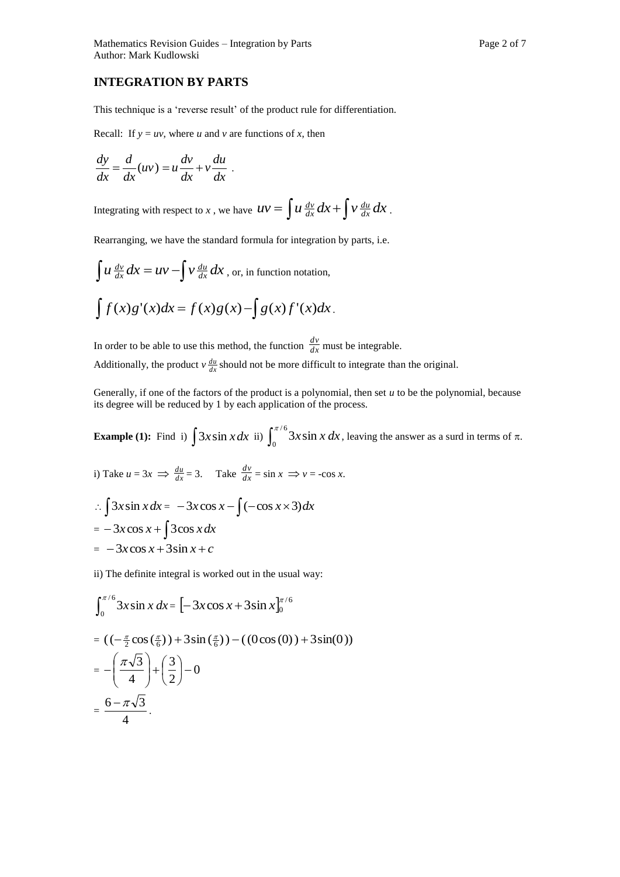## INTEGRATION BY PARTS

This technique is a 'reverse result' of the product rule for differentiation.

Recall: If $y = uv$, where $u$ and $v$ are functions of $x$, then

$$\frac{dy}{dx} = \frac{d}{dx}(uv) = u\frac{dv}{dx} + v\frac{du}{dx}\ .$$

Integrating with respect to $x$ , we have $uv = \int u \frac{dv}{dx} dx + \int v \frac{du}{dx} dx$ .

Rearranging, we have the standard formula for integration by parts, i.e.

$\int u \frac{dv}{dx} dx = uv - \int v \frac{du}{dx} dx$ , or, in function notation,

$$\int f(x)g'(x)dx = f(x)g(x) - \int g(x)f'(x)dx .$$

In order to be able to use this method, the function $\frac{dv}{dx}$ must be integrable.

Additionally, the product $v\frac{du}{dx}$ should not be more difficult to integrate than the original.

Generally, if one of the factors of the product is a polynomial, then set $u$ to be the polynomial, because its degree will be reduced by 1 by each application of the process.

**Example (1):** Find i) $\int 3x \sin x\, dx$ ii) $\int_0^{\pi/6} 3x \sin x\, dx$, leaving the answer as a surd in terms of $\pi$.

i) Take $u = 3x \Rightarrow \frac{du}{dx} = 3$. Take $\frac{dv}{dx} = \sin x \Rightarrow v = -\cos x$.

$$\therefore \int 3x \sin x\, dx = -3x\cos x - \int(-\cos x \times 3)dx$$

$$= -3x\cos x + \int 3\cos x\, dx$$

$$= -3x\cos x + 3\sin x + c$$

ii) The definite integral is worked out in the usual way:

$$\int_0^{\pi/6} 3x \sin x\, dx = \left[-3x\cos x + 3\sin x\right]_0^{\pi/6}$$

$$= \left(\left(-\tfrac{\pi}{2}\cos\left(\tfrac{\pi}{6}\right)\right) + 3\sin\left(\tfrac{\pi}{6}\right)\right) - \left(\left(0\cos(0)\right) + 3\sin(0)\right)$$

$$= -\left(\frac{\pi\sqrt{3}}{4}\right) + \left(\frac{3}{2}\right) - 0$$

$$= \frac{6 - \pi\sqrt{3}}{4}.$$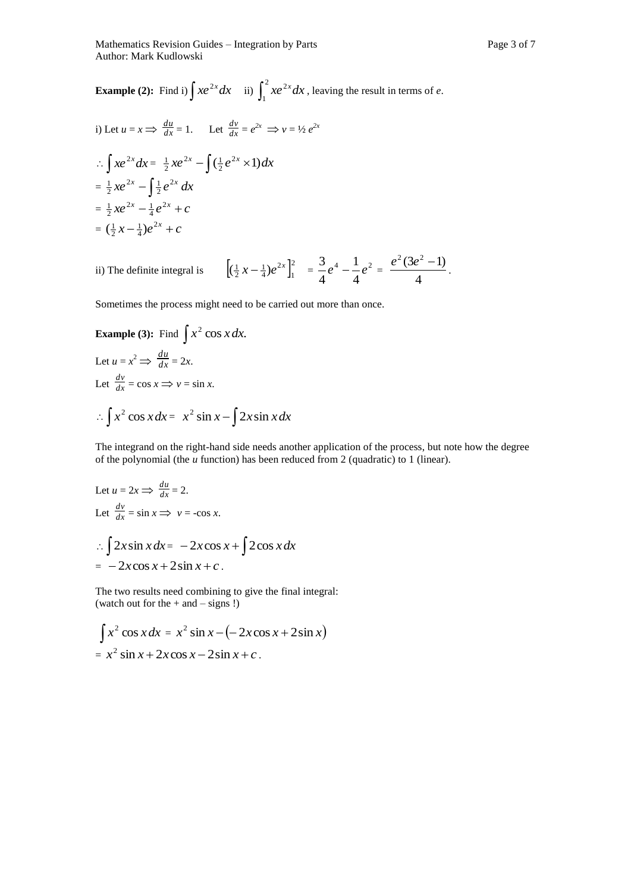**Example (2):** Find i) $\int xe^{2x}dx$ ii) $\int_1^2 xe^{2x}dx$, leaving the result in terms of *e*.

i) Let $u = x \Rightarrow \frac{du}{dx} = 1$. Let $\frac{dv}{dx} = e^{2x} \Rightarrow v = ½\, e^{2x}$

$$\therefore \int xe^{2x}dx = \tfrac{1}{2}xe^{2x} - \int (\tfrac{1}{2}e^{2x} \times 1)dx$$

$$= \tfrac{1}{2}xe^{2x} - \int \tfrac{1}{2}e^{2x}\,dx$$

$$= \tfrac{1}{2}xe^{2x} - \tfrac{1}{4}e^{2x} + c$$

$$= (\tfrac{1}{2}x - \tfrac{1}{4})e^{2x} + c$$

ii) The definite integral is $\left[(\tfrac{1}{2}x - \tfrac{1}{4})e^{2x}\right]_1^2 = \dfrac{3}{4}e^4 - \dfrac{1}{4}e^2 = \dfrac{e^2(3e^2-1)}{4}$.

Sometimes the process might need to be carried out more than once.

**Example (3):** Find $\int x^2 \cos x\, dx.$

Let $u = x^2 \Rightarrow \frac{du}{dx} = 2x$.

Let $\frac{dv}{dx} = \cos x \Rightarrow v = \sin x$.

$$\therefore \int x^2 \cos x\, dx = x^2 \sin x - \int 2x \sin x\, dx$$

The integrand on the right-hand side needs another application of the process, but note how the degree of the polynomial (the *u* function) has been reduced from 2 (quadratic) to 1 (linear).

Let $u = 2x \Rightarrow \frac{du}{dx} = 2$.

Let $\frac{dv}{dx} = \sin x \Rightarrow v = -\cos x$.

$$\therefore \int 2x \sin x\, dx = -2x\cos x + \int 2\cos x\, dx$$

$$= -2x\cos x + 2\sin x + c.$$

The two results need combining to give the final integral:
(watch out for the + and – signs !)

$$\int x^2 \cos x\, dx = x^2 \sin x - \left(-2x\cos x + 2\sin x\right)$$

$$= x^2 \sin x + 2x\cos x - 2\sin x + c.$$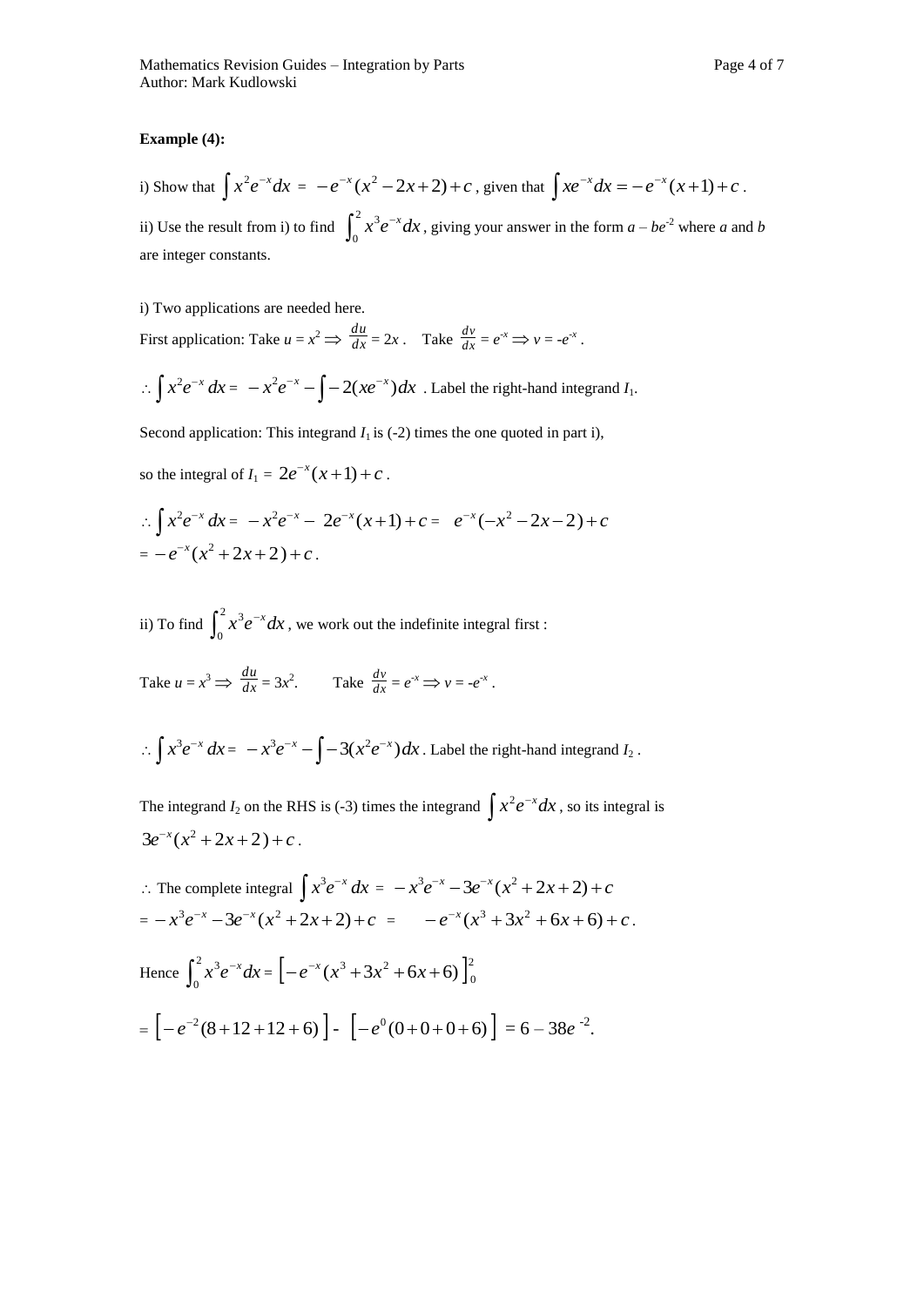**Example (4):**

i) Show that $\int x^2 e^{-x} dx = -e^{-x}(x^2 - 2x + 2) + c$, given that $\int xe^{-x} dx = -e^{-x}(x+1) + c$.

ii) Use the result from i) to find $\int_0^2 x^3 e^{-x} dx$, giving your answer in the form $a - be^{-2}$ where $a$ and $b$ are integer constants.

i) Two applications are needed here.

First application: Take $u = x^2 \Rightarrow \frac{du}{dx} = 2x$. Take $\frac{dv}{dx} = e^{-x} \Rightarrow v = -e^{-x}$.

$\therefore \int x^2 e^{-x} dx = -x^2 e^{-x} - \int -2(xe^{-x}) dx$. Label the right-hand integrand $I_1$.

Second application: This integrand $I_1$ is (-2) times the one quoted in part i),

so the integral of $I_1 = 2e^{-x}(x+1) + c$.

$\therefore \int x^2 e^{-x} dx = -x^2 e^{-x} - 2e^{-x}(x+1) + c = e^{-x}(-x^2 - 2x - 2) + c$
$= -e^{-x}(x^2 + 2x + 2) + c$.

ii) To find $\int_0^2 x^3 e^{-x} dx$, we work out the indefinite integral first :

Take $u = x^3 \Rightarrow \frac{du}{dx} = 3x^2$. Take $\frac{dv}{dx} = e^{-x} \Rightarrow v = -e^{-x}$.

$\therefore \int x^3 e^{-x} dx = -x^3 e^{-x} - \int -3(x^2 e^{-x}) dx$. Label the right-hand integrand $I_2$.

The integrand $I_2$ on the RHS is (-3) times the integrand $\int x^2 e^{-x} dx$, so its integral is $3e^{-x}(x^2 + 2x + 2) + c$.

$\therefore$ The complete integral $\int x^3 e^{-x} dx = -x^3 e^{-x} - 3e^{-x}(x^2 + 2x + 2) + c$
$= -x^3 e^{-x} - 3e^{-x}(x^2 + 2x + 2) + c = -e^{-x}(x^3 + 3x^2 + 6x + 6) + c$.

Hence $\int_0^2 x^3 e^{-x} dx = \left[ -e^{-x}(x^3 + 3x^2 + 6x + 6) \right]_0^2$

$= \left[ -e^{-2}(8 + 12 + 12 + 6) \right] - \left[ -e^{0}(0 + 0 + 0 + 6) \right] = 6 - 38e^{-2}$.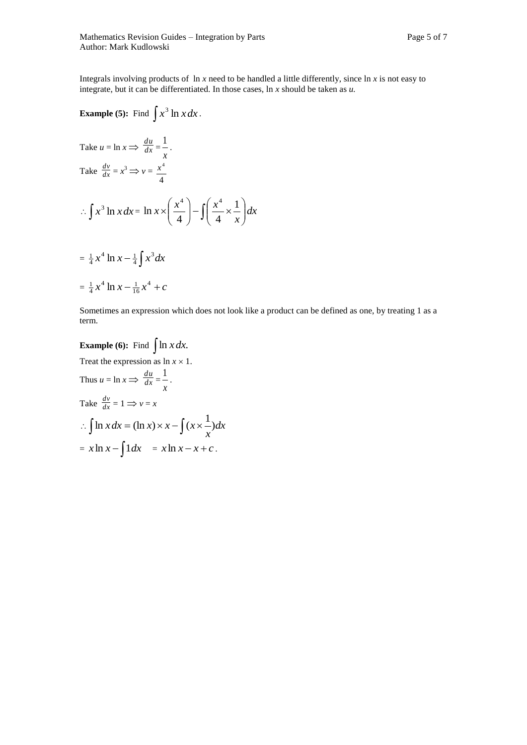Integrals involving products of $\ln x$ need to be handled a little differently, since $\ln x$ is not easy to integrate, but it can be differentiated. In those cases, $\ln x$ should be taken as $u$.

**Example (5):** Find $\int x^3 \ln x \, dx$.

Take $u = \ln x \Rightarrow \frac{du}{dx} = \frac{1}{x}$.

Take $\frac{dv}{dx} = x^3 \Rightarrow v = \frac{x^4}{4}$

$$\therefore \int x^3 \ln x \, dx = \ln x \times \left(\frac{x^4}{4}\right) - \int \left(\frac{x^4}{4} \times \frac{1}{x}\right) dx$$

$$= \tfrac{1}{4} x^4 \ln x - \tfrac{1}{4} \int x^3 dx$$

$$= \tfrac{1}{4} x^4 \ln x - \tfrac{1}{16} x^4 + c$$

Sometimes an expression which does not look like a product can be defined as one, by treating 1 as a term.

**Example (6):** Find $\int \ln x \, dx.$

Treat the expression as $\ln x \times 1$.

Thus $u = \ln x \Rightarrow \frac{du}{dx} = \frac{1}{x}$.

Take $\frac{dv}{dx} = 1 \Rightarrow v = x$

$$\therefore \int \ln x \, dx = (\ln x) \times x - \int (x \times \frac{1}{x}) dx$$

$$= x \ln x - \int 1 dx \quad = x \ln x - x + c.$$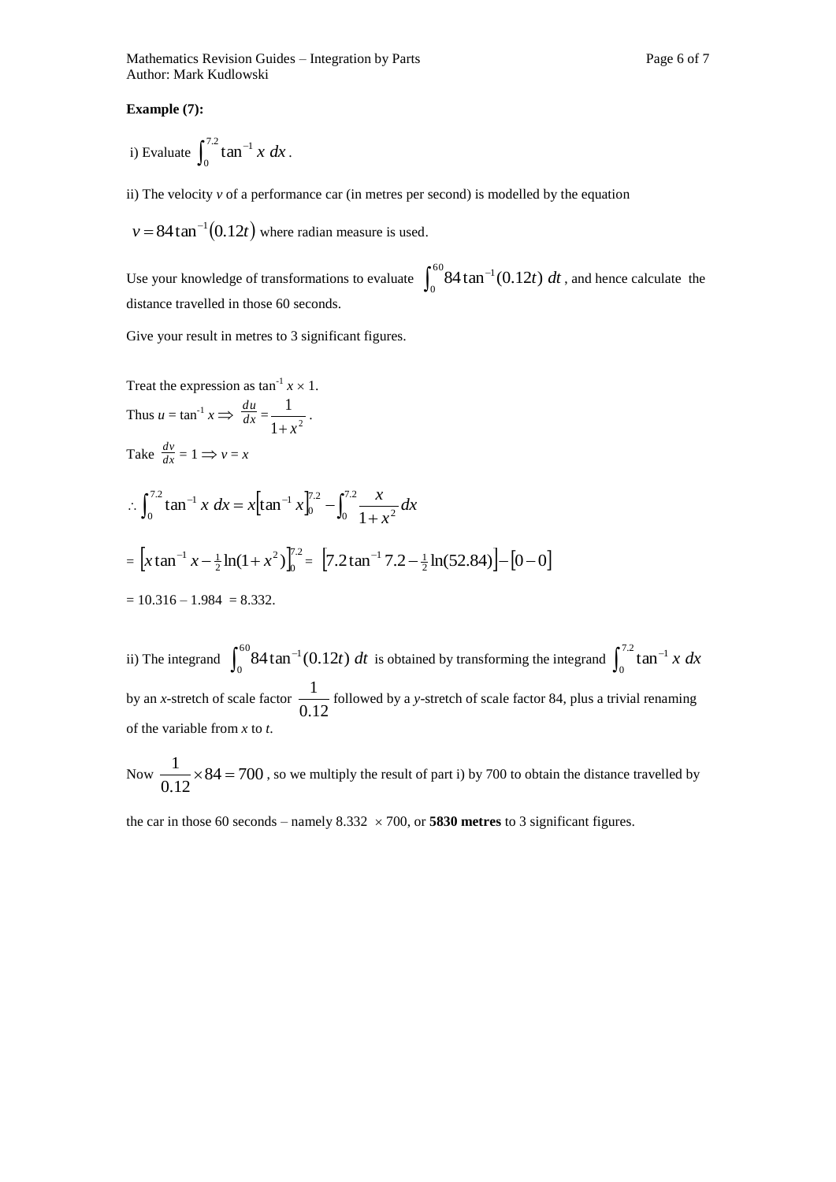**Example (7):**

i) Evaluate $\int_0^{7.2} \tan^{-1} x \, dx$.

ii) The velocity $v$ of a performance car (in metres per second) is modelled by the equation

$v = 84\tan^{-1}(0.12t)$ where radian measure is used.

Use your knowledge of transformations to evaluate $\int_0^{60} 84\tan^{-1}(0.12t)\, dt$, and hence calculate the distance travelled in those 60 seconds.

Give your result in metres to 3 significant figures.

Treat the expression as $\tan^{-1} x \times 1$.

Thus $u = \tan^{-1} x \Rightarrow \frac{du}{dx} = \frac{1}{1+x^2}$.

Take $\frac{dv}{dx} = 1 \Rightarrow v = x$

$$\therefore \int_0^{7.2} \tan^{-1} x \, dx = x\left[\tan^{-1} x\right]_0^{7.2} - \int_0^{7.2} \frac{x}{1+x^2}\,dx$$

$$= \left[x\tan^{-1} x - \tfrac{1}{2}\ln(1+x^2)\right]_0^{7.2} = \left[7.2\tan^{-1} 7.2 - \tfrac{1}{2}\ln(52.84)\right] - \left[0 - 0\right]$$

$= 10.316 - 1.984 = 8.332$.

ii) The integrand $\int_0^{60} 84\tan^{-1}(0.12t)\, dt$ is obtained by transforming the integrand $\int_0^{7.2} \tan^{-1} x \, dx$ by an $x$-stretch of scale factor $\frac{1}{0.12}$ followed by a $y$-stretch of scale factor 84, plus a trivial renaming of the variable from $x$ to $t$.

Now $\frac{1}{0.12} \times 84 = 700$, so we multiply the result of part i) by 700 to obtain the distance travelled by the car in those 60 seconds – namely $8.332 \times 700$, or **5830 metres** to 3 significant figures.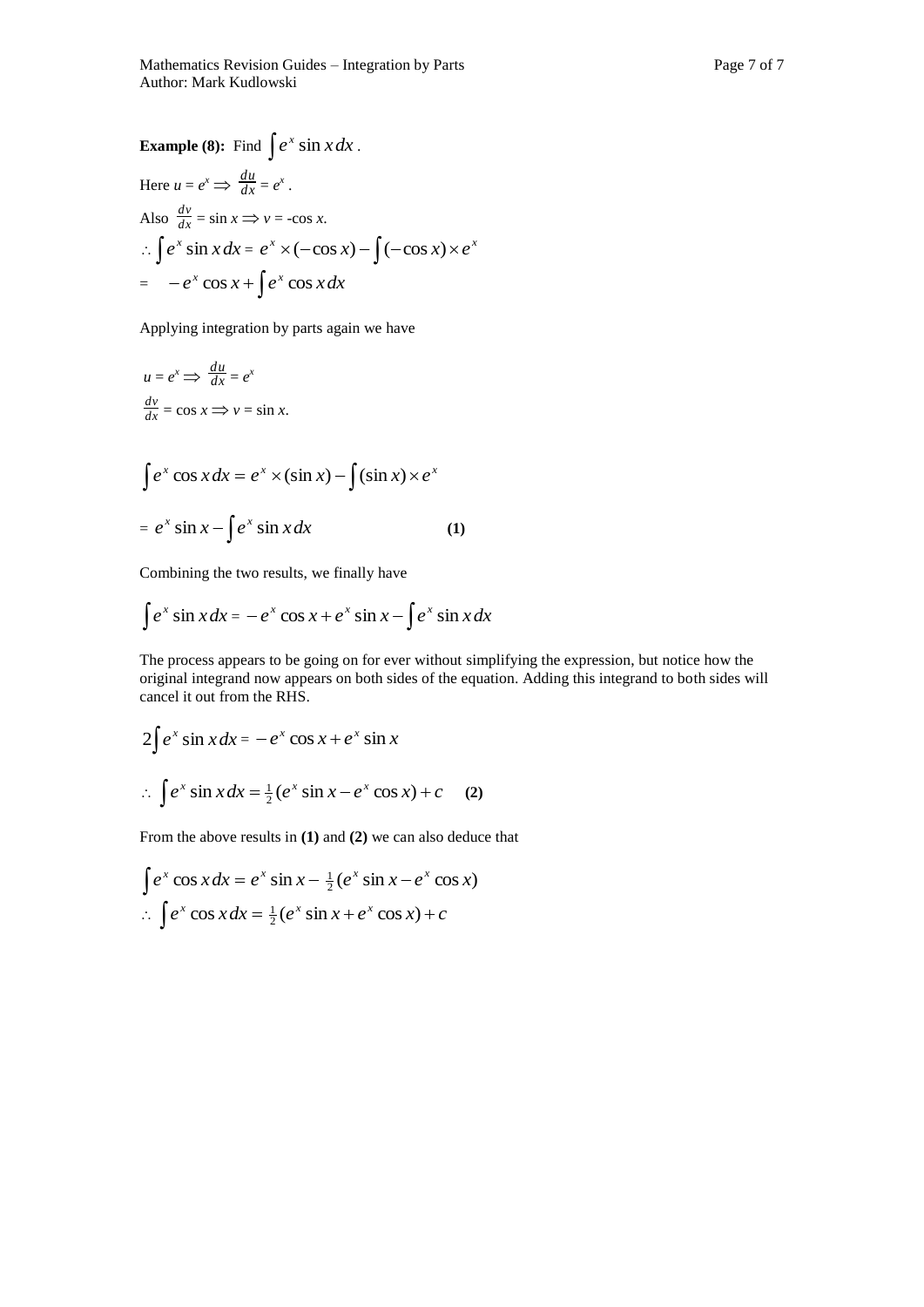**Example (8):** Find $\int e^x \sin x \, dx$.

Here $u = e^x \Rightarrow \frac{du}{dx} = e^x$.

Also $\frac{dv}{dx} = \sin x \Rightarrow v = -\cos x$.

$$\therefore \int e^x \sin x \, dx = e^x \times (-\cos x) - \int (-\cos x) \times e^x$$

$$= \quad -e^x \cos x + \int e^x \cos x \, dx$$

Applying integration by parts again we have

$u = e^x \Rightarrow \frac{du}{dx} = e^x$

$\frac{dv}{dx} = \cos x \Rightarrow v = \sin x$.

$$\int e^x \cos x \, dx = e^x \times (\sin x) - \int (\sin x) \times e^x$$

$$= e^x \sin x - \int e^x \sin x \, dx \qquad \textbf{(1)}$$

Combining the two results, we finally have

$$\int e^x \sin x \, dx = -e^x \cos x + e^x \sin x - \int e^x \sin x \, dx$$

The process appears to be going on for ever without simplifying the expression, but notice how the original integrand now appears on both sides of the equation. Adding this integrand to both sides will cancel it out from the RHS.

$$2\int e^x \sin x \, dx = -e^x \cos x + e^x \sin x$$

$$\therefore \int e^x \sin x \, dx = \tfrac{1}{2}(e^x \sin x - e^x \cos x) + c \qquad \textbf{(2)}$$

From the above results in **(1)** and **(2)** we can also deduce that

$$\int e^x \cos x \, dx = e^x \sin x - \tfrac{1}{2}(e^x \sin x - e^x \cos x)$$

$$\therefore \int e^x \cos x \, dx = \tfrac{1}{2}(e^x \sin x + e^x \cos x) + c$$